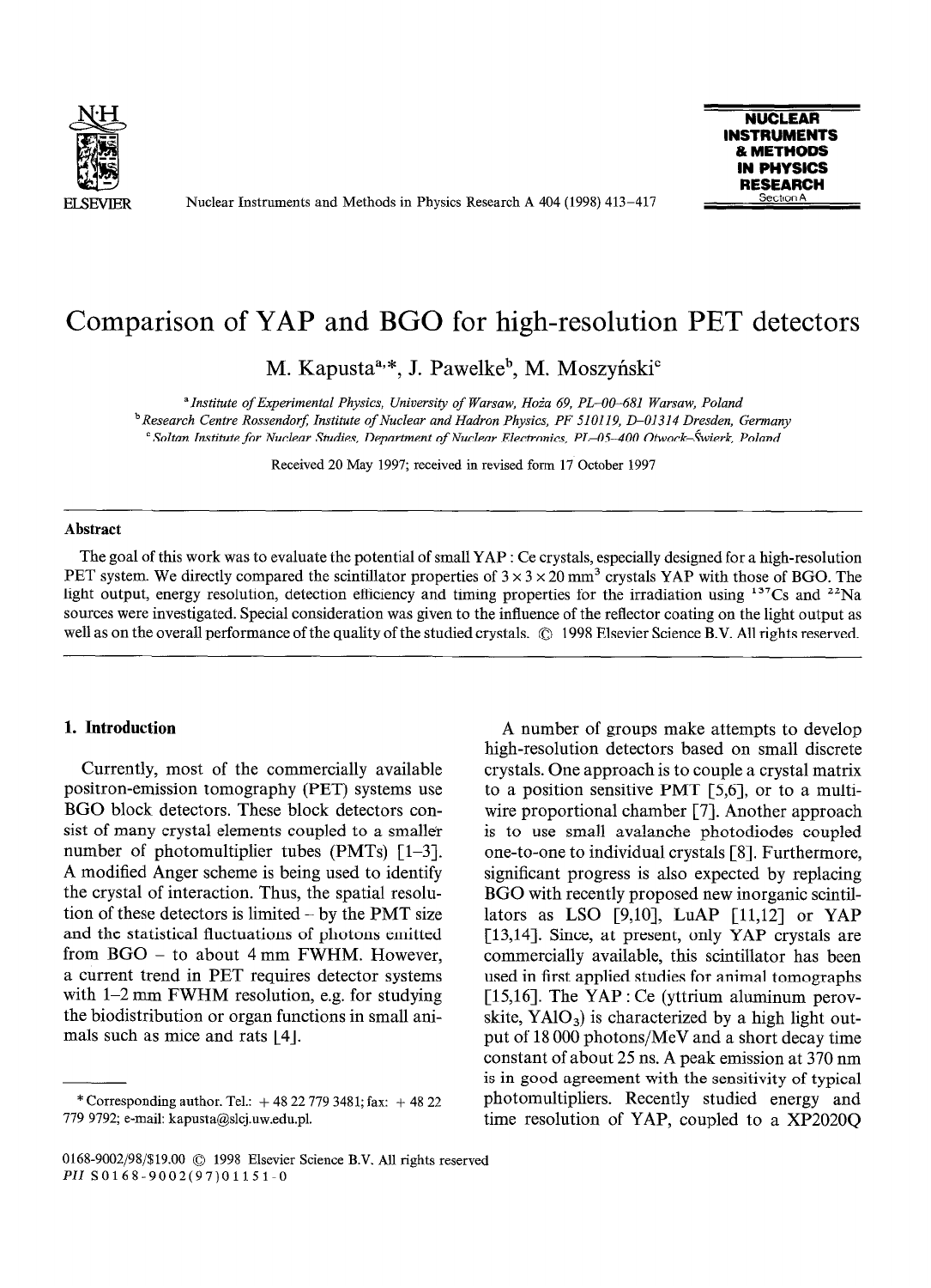# Comparison of YAP and BGO for high-resolution PET detectors

M. Kapusta[a,*], J. Pawelke[b], M. Moszyński[c]

[a] *Institute of Experimental Physics, University of Warsaw, Hoża 69, PL-00-681 Warsaw, Poland*
[b] *Research Centre Rossendorf, Institute of Nuclear and Hadron Physics, PF 510119, D-01314 Dresden, Germany*
[c] *Soltan Institute for Nuclear Studies, Department of Nuclear Electronics, PL-05-400 Otwock-Świerk, Poland*

Received 20 May 1997; received in revised form 17 October 1997

## Abstract

The goal of this work was to evaluate the potential of small YAP : Ce crystals, especially designed for a high-resolution PET system. We directly compared the scintillator properties of $3 \times 3 \times 20\ \text{mm}^3$ crystals YAP with those of BGO. The light output, energy resolution, detection efficiency and timing properties for the irradiation using $^{137}$Cs and $^{22}$Na sources were investigated. Special consideration was given to the influence of the reflector coating on the light output as well as on the overall performance of the quality of the studied crystals. © 1998 Elsevier Science B.V. All rights reserved.

## 1. Introduction

Currently, most of the commercially available positron-emission tomography (PET) systems use BGO block detectors. These block detectors consist of many crystal elements coupled to a smaller number of photomultiplier tubes (PMTs) [1–3]. A modified Anger scheme is being used to identify the crystal of interaction. Thus, the spatial resolution of these detectors is limited – by the PMT size and the statistical fluctuations of photons emitted from BGO – to about 4 mm FWHM. However, a current trend in PET requires detector systems with 1–2 mm FWHM resolution, e.g. for studying the biodistribution or organ functions in small animals such as mice and rats [4].

A number of groups make attempts to develop high-resolution detectors based on small discrete crystals. One approach is to couple a crystal matrix to a position sensitive PMT [5,6], or to a multiwire proportional chamber [7]. Another approach is to use small avalanche photodiodes coupled one-to-one to individual crystals [8]. Furthermore, significant progress is also expected by replacing BGO with recently proposed new inorganic scintillators as LSO [9,10], LuAP [11,12] or YAP [13,14]. Since, at present, only YAP crystals are commercially available, this scintillator has been used in first applied studies for animal tomographs [15,16]. The YAP : Ce (yttrium aluminum perovskite, $YAlO_3$) is characterized by a high light output of 18 000 photons/MeV and a short decay time constant of about 25 ns. A peak emission at 370 nm is in good agreement with the sensitivity of typical photomultipliers. Recently studied energy and time resolution of YAP, coupled to a XP2020Q

---

\* Corresponding author. Tel.: + 48 22 779 3481; fax: + 48 22 779 9792; e-mail: kapusta@slcj.uw.edu.pl.

0168-9002/98/$19.00 © 1998 Elsevier Science B.V. All rights reserved
*PII* S0168-9002(97)01151-0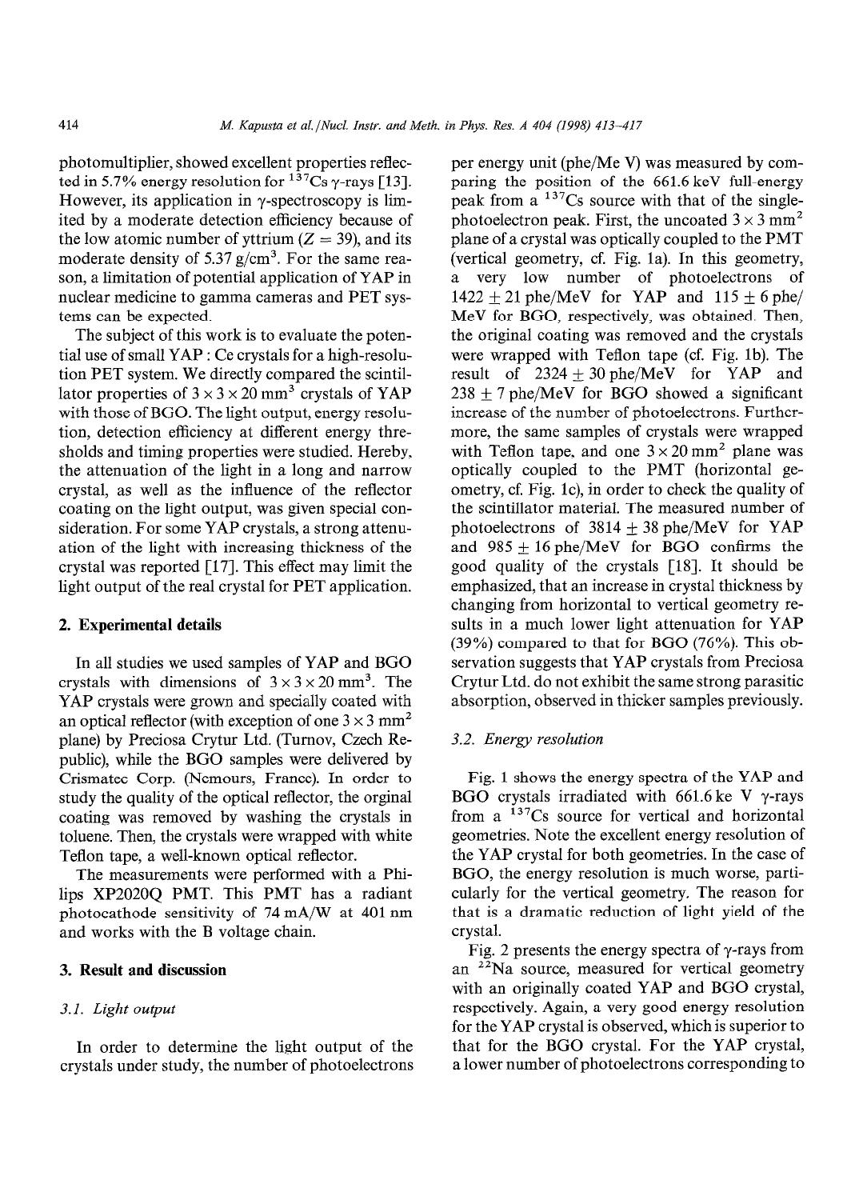photomultiplier, showed excellent properties reflected in 5.7% energy resolution for $^{137}$Cs $\gamma$-rays [13]. However, its application in $\gamma$-spectroscopy is limited by a moderate detection efficiency because of the low atomic number of yttrium ($Z = 39$), and its moderate density of 5.37 g/cm$^3$. For the same reason, a limitation of potential application of YAP in nuclear medicine to gamma cameras and PET systems can be expected.

The subject of this work is to evaluate the potential use of small YAP : Ce crystals for a high-resolution PET system. We directly compared the scintillator properties of $3 \times 3 \times 20$ mm$^3$ crystals of YAP with those of BGO. The light output, energy resolution, detection efficiency at different energy thresholds and timing properties were studied. Hereby, the attenuation of the light in a long and narrow crystal, as well as the influence of the reflector coating on the light output, was given special consideration. For some YAP crystals, a strong attenuation of the light with increasing thickness of the crystal was reported [17]. This effect may limit the light output of the real crystal for PET application.

## 2. Experimental details

In all studies we used samples of YAP and BGO crystals with dimensions of $3 \times 3 \times 20$ mm$^3$. The YAP crystals were grown and specially coated with an optical reflector (with exception of one $3 \times 3$ mm$^2$ plane) by Preciosa Crytur Ltd. (Turnov, Czech Republic), while the BGO samples were delivered by Crismatec Corp. (Nemours, France). In order to study the quality of the optical reflector, the orginal coating was removed by washing the crystals in toluene. Then, the crystals were wrapped with white Teflon tape, a well-known optical reflector.

The measurements were performed with a Philips XP2020Q PMT. This PMT has a radiant photocathode sensitivity of 74 mA/W at 401 nm and works with the B voltage chain.

## 3. Result and discussion

### 3.1. Light output

In order to determine the light output of the crystals under study, the number of photoelectrons per energy unit (phe/MeV) was measured by comparing the position of the 661.6 keV full-energy peak from a $^{137}$Cs source with that of the single-photoelectron peak. First, the uncoated $3 \times 3$ mm$^2$ plane of a crystal was optically coupled to the PMT (vertical geometry, cf. Fig. 1a). In this geometry, a very low number of photoelectrons of $1422 \pm 21$ phe/MeV for YAP and $115 \pm 6$ phe/MeV for BGO, respectively, was obtained. Then, the original coating was removed and the crystals were wrapped with Teflon tape (cf. Fig. 1b). The result of $2324 \pm 30$ phe/MeV for YAP and $238 \pm 7$ phe/MeV for BGO showed a significant increase of the number of photoelectrons. Furthermore, the same samples of crystals were wrapped with Teflon tape, and one $3 \times 20$ mm$^2$ plane was optically coupled to the PMT (horizontal geometry, cf. Fig. 1c), in order to check the quality of the scintillator material. The measured number of photoelectrons of $3814 \pm 38$ phe/MeV for YAP and $985 \pm 16$ phe/MeV for BGO confirms the good quality of the crystals [18]. It should be emphasized, that an increase in crystal thickness by changing from horizontal to vertical geometry results in a much lower light attenuation for YAP (39%) compared to that for BGO (76%). This observation suggests that YAP crystals from Preciosa Crytur Ltd. do not exhibit the same strong parasitic absorption, observed in thicker samples previously.

### 3.2. Energy resolution

Fig. 1 shows the energy spectra of the YAP and BGO crystals irradiated with 661.6 ke V $\gamma$-rays from a $^{137}$Cs source for vertical and horizontal geometries. Note the excellent energy resolution of the YAP crystal for both geometries. In the case of BGO, the energy resolution is much worse, particularly for the vertical geometry. The reason for that is a dramatic reduction of light yield of the crystal.

Fig. 2 presents the energy spectra of $\gamma$-rays from an $^{22}$Na source, measured for vertical geometry with an originally coated YAP and BGO crystal, respectively. Again, a very good energy resolution for the YAP crystal is observed, which is superior to that for the BGO crystal. For the YAP crystal, a lower number of photoelectrons corresponding to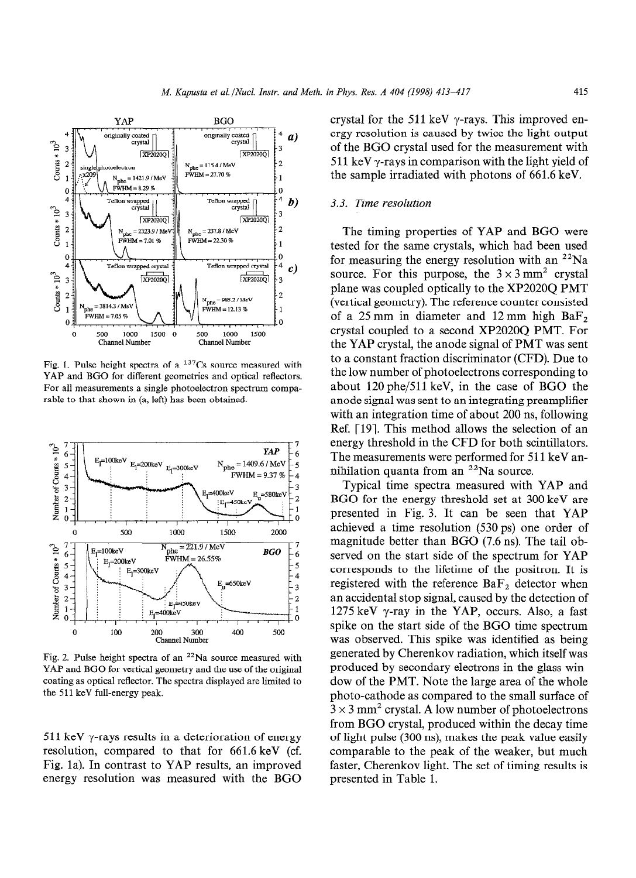Fig. 1. Pulse height spectra of a $^{137}$Cs source measured with YAP and BGO for different geometries and optical reflectors. For all measurements a single photoelectron spectrum comparable to that shown in (a, left) has been obtained.

Fig. 2. Pulse height spectra of an $^{22}$Na source measured with YAP and BGO for vertical geometry and the use of the original coating as optical reflector. The spectra displayed are limited to the 511 keV full-energy peak.

511 keV γ-rays results in a deterioration of energy resolution, compared to that for 661.6 keV (cf. Fig. 1a). In contrast to YAP results, an improved energy resolution was measured with the BGO crystal for the 511 keV γ-rays. This improved energy resolution is caused by twice the light output of the BGO crystal used for the measurement with 511 keV γ-rays in comparison with the light yield of the sample irradiated with photons of 661.6 keV.

### 3.3. Time resolution

The timing properties of YAP and BGO were tested for the same crystals, which had been used for measuring the energy resolution with an $^{22}$Na source. For this purpose, the $3 \times 3$ mm$^2$ crystal plane was coupled optically to the XP2020Q PMT (vertical geometry). The reference counter consisted of a 25 mm in diameter and 12 mm high $BaF_2$ crystal coupled to a second XP2020Q PMT. For the YAP crystal, the anode signal of PMT was sent to a constant fraction discriminator (CFD). Due to the low number of photoelectrons corresponding to about 120 phe/511 keV, in the case of BGO the anode signal was sent to an integrating preamplifier with an integration time of about 200 ns, following Ref. [19]. This method allows the selection of an energy threshold in the CFD for both scintillators. The measurements were performed for 511 keV annihilation quanta from an $^{22}$Na source.

Typical time spectra measured with YAP and BGO for the energy threshold set at 300 keV are presented in Fig. 3. It can be seen that YAP achieved a time resolution (530 ps) one order of magnitude better than BGO (7.6 ns). The tail observed on the start side of the spectrum for YAP corresponds to the lifetime of the positron. It is registered with the reference $BaF_2$ detector when an accidental stop signal, caused by the detection of 1275 keV γ-ray in the YAP, occurs. Also, a fast spike on the start side of the BGO time spectrum was observed. This spike was identified as being generated by Cherenkov radiation, which itself was produced by secondary electrons in the glass window of the PMT. Note the large area of the whole photo-cathode as compared to the small surface of $3 \times 3$ mm$^2$ crystal. A low number of photoelectrons from BGO crystal, produced within the decay time of light pulse (300 ns), makes the peak value easily comparable to the peak of the weaker, but much faster, Cherenkov light. The set of timing results is presented in Table 1.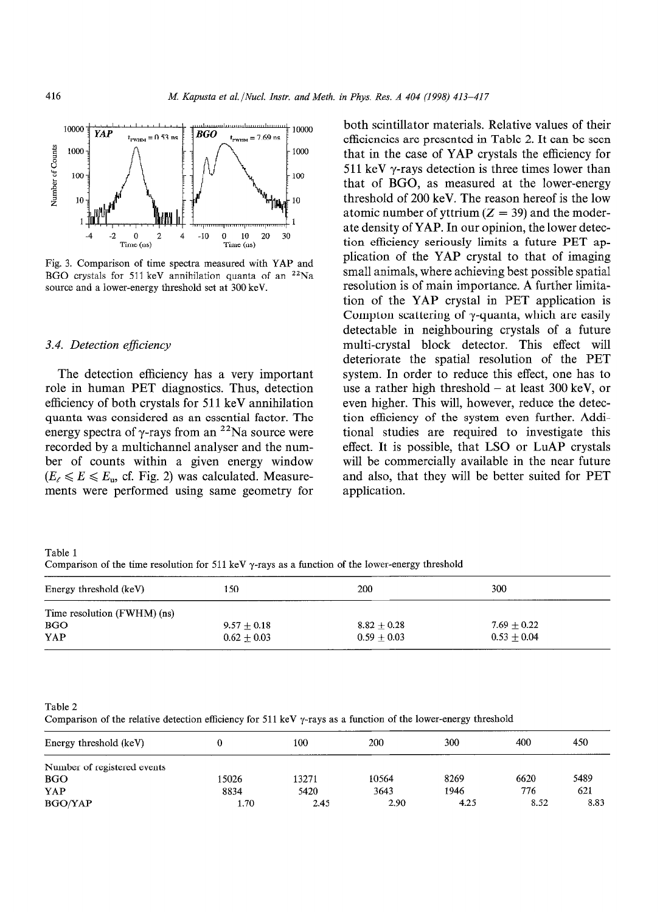Fig. 3. Comparison of time spectra measured with YAP and BGO crystals for 511 keV annihilation quanta of an $^{22}$Na source and a lower-energy threshold set at 300 keV.

### 3.4. Detection efficiency

The detection efficiency has a very important role in human PET diagnostics. Thus, detection efficiency of both crystals for 511 keV annihilation quanta was considered as an essential factor. The energy spectra of γ-rays from an $^{22}$Na source were recorded by a multichannel analyser and the number of counts within a given energy window ($E_\ell \leqslant E \leqslant E_u$, cf. Fig. 2) was calculated. Measurements were performed using same geometry for both scintillator materials. Relative values of their efficiencies are presented in Table 2. It can be seen that in the case of YAP crystals the efficiency for 511 keV γ-rays detection is three times lower than that of BGO, as measured at the lower-energy threshold of 200 keV. The reason hereof is the low atomic number of yttrium ($Z = 39$) and the moderate density of YAP. In our opinion, the lower detection efficiency seriously limits a future PET application of the YAP crystal to that of imaging small animals, where achieving best possible spatial resolution is of main importance. A further limitation of the YAP crystal in PET application is Compton scattering of γ-quanta, which are easily detectable in neighbouring crystals of a future multi-crystal block detector. This effect will deteriorate the spatial resolution of the PET system. In order to reduce this effect, one has to use a rather high threshold – at least 300 keV, or even higher. This will, however, reduce the detection efficiency of the system even further. Additional studies are required to investigate this effect. It is possible, that LSO or LuAP crystals will be commercially available in the near future and also, that they will be better suited for PET application.

Table 1
Comparison of the time resolution for 511 keV γ-rays as a function of the lower-energy threshold

| Energy threshold (keV) | 150 | 200 | 300 |
|---|---|---|---|
| Time resolution (FWHM) (ns) | | | |
| BGO | $9.57 \pm 0.18$ | $8.82 \pm 0.28$ | $7.69 \pm 0.22$ |
| YAP | $0.62 \pm 0.03$ | $0.59 \pm 0.03$ | $0.53 \pm 0.04$ |

Table 2
Comparison of the relative detection efficiency for 511 keV γ-rays as a function of the lower-energy threshold

| Energy threshold (keV) | 0 | 100 | 200 | 300 | 400 | 450 |
|---|---|---|---|---|---|---|
| Number of registered events | | | | | | |
| BGO | 15026 | 13271 | 10564 | 8269 | 6620 | 5489 |
| YAP | 8834 | 5420 | 3643 | 1946 | 776 | 621 |
| BGO/YAP | 1.70 | 2.45 | 2.90 | 4.25 | 8.52 | 8.83 |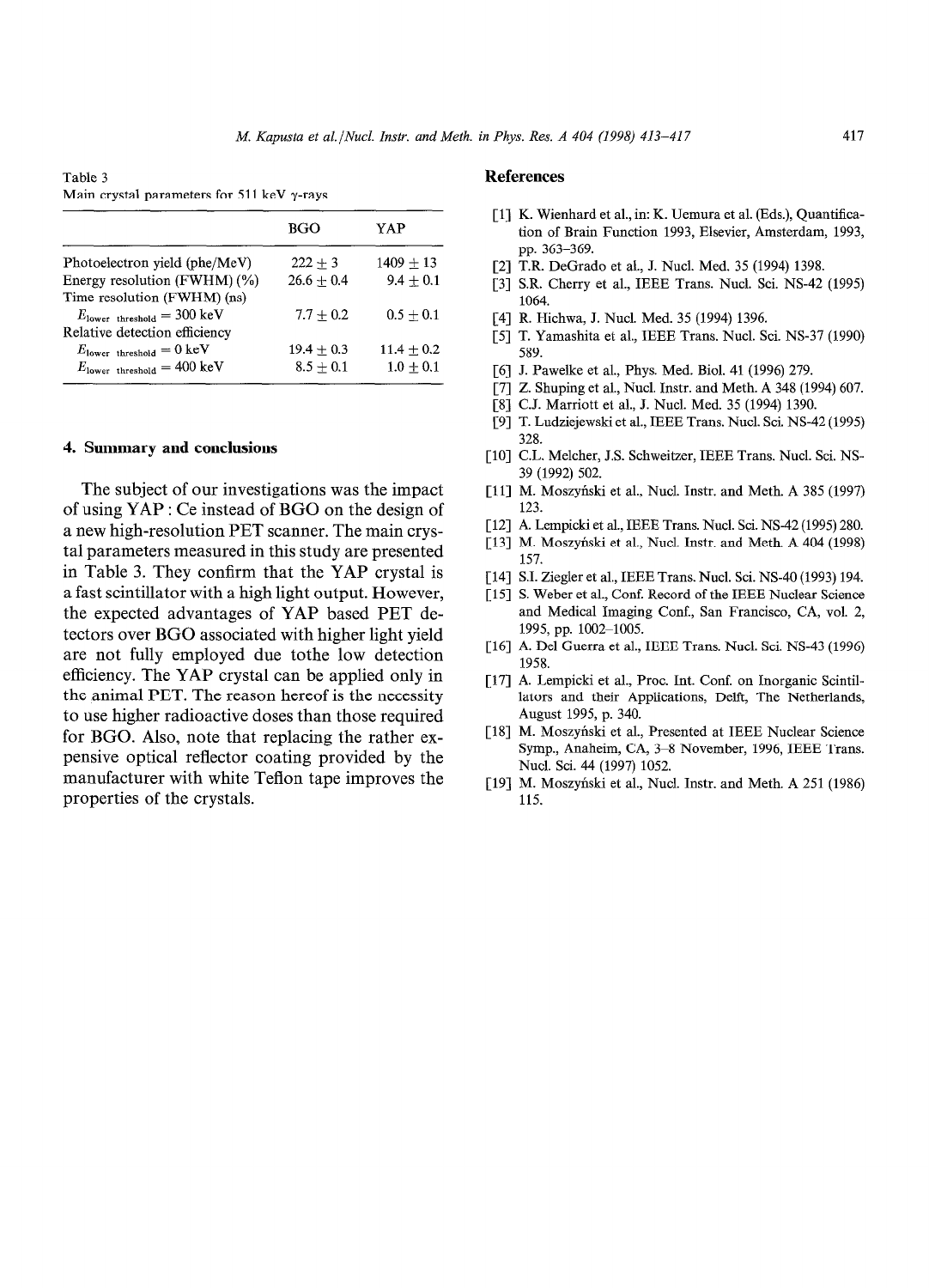Table 3
Main crystal parameters for 511 keV γ-rays

| | BGO | YAP |
|---|---|---|
| Photoelectron yield (phe/MeV) | $222 \pm 3$ | $1409 \pm 13$ |
| Energy resolution (FWHM) (%) | $26.6 \pm 0.4$ | $9.4 \pm 0.1$ |
| Time resolution (FWHM) (ns) | | |
| $E_{\text{lower threshold}} = 300$ keV | $7.7 \pm 0.2$ | $0.5 \pm 0.1$ |
| Relative detection efficiency | | |
| $E_{\text{lower threshold}} = 0$ keV | $19.4 \pm 0.3$ | $11.4 \pm 0.2$ |
| $E_{\text{lower threshold}} = 400$ keV | $8.5 \pm 0.1$ | $1.0 \pm 0.1$ |

## 4. Summary and conclusions

The subject of our investigations was the impact of using YAP : Ce instead of BGO on the design of a new high-resolution PET scanner. The main crystal parameters measured in this study are presented in Table 3. They confirm that the YAP crystal is a fast scintillator with a high light output. However, the expected advantages of YAP based PET detectors over BGO associated with higher light yield are not fully employed due tothe low detection efficiency. The YAP crystal can be applied only in the animal PET. The reason hereof is the necessity to use higher radioactive doses than those required for BGO. Also, note that replacing the rather expensive optical reflector coating provided by the manufacturer with white Teflon tape improves the properties of the crystals.

## References

[1] K. Wienhard et al., in: K. Uemura et al. (Eds.), Quantification of Brain Function 1993, Elsevier, Amsterdam, 1993, pp. 363–369.
[2] T.R. DeGrado et al., J. Nucl. Med. 35 (1994) 1398.
[3] S.R. Cherry et al., IEEE Trans. Nucl. Sci. NS-42 (1995) 1064.
[4] R. Hichwa, J. Nucl. Med. 35 (1994) 1396.
[5] T. Yamashita et al., IEEE Trans. Nucl. Sci. NS-37 (1990) 589.
[6] J. Pawelke et al., Phys. Med. Biol. 41 (1996) 279.
[7] Z. Shuping et al., Nucl. Instr. and Meth. A 348 (1994) 607.
[8] C.J. Marriott et al., J. Nucl. Med. 35 (1994) 1390.
[9] T. Ludziejewski et al., IEEE Trans. Nucl. Sci. NS-42 (1995) 328.
[10] C.L. Melcher, J.S. Schweitzer, IEEE Trans. Nucl. Sci. NS-39 (1992) 502.
[11] M. Moszyński et al., Nucl. Instr. and Meth. A 385 (1997) 123.
[12] A. Lempicki et al., IEEE Trans. Nucl. Sci. NS-42 (1995) 280.
[13] M. Moszyński et al., Nucl. Instr. and Meth. A 404 (1998) 157.
[14] S.I. Ziegler et al., IEEE Trans. Nucl. Sci. NS-40 (1993) 194.
[15] S. Weber et al., Conf. Record of the IEEE Nuclear Science and Medical Imaging Conf., San Francisco, CA, vol. 2, 1995, pp. 1002–1005.
[16] A. Del Guerra et al., IEEE Trans. Nucl. Sci. NS-43 (1996) 1958.
[17] A. Lempicki et al., Proc. Int. Conf. on Inorganic Scintillators and their Applications, Delft, The Netherlands, August 1995, p. 340.
[18] M. Moszyński et al., Presented at IEEE Nuclear Science Symp., Anaheim, CA, 3–8 November, 1996, IEEE Trans. Nucl. Sci. 44 (1997) 1052.
[19] M. Moszyński et al., Nucl. Instr. and Meth. A 251 (1986) 115.